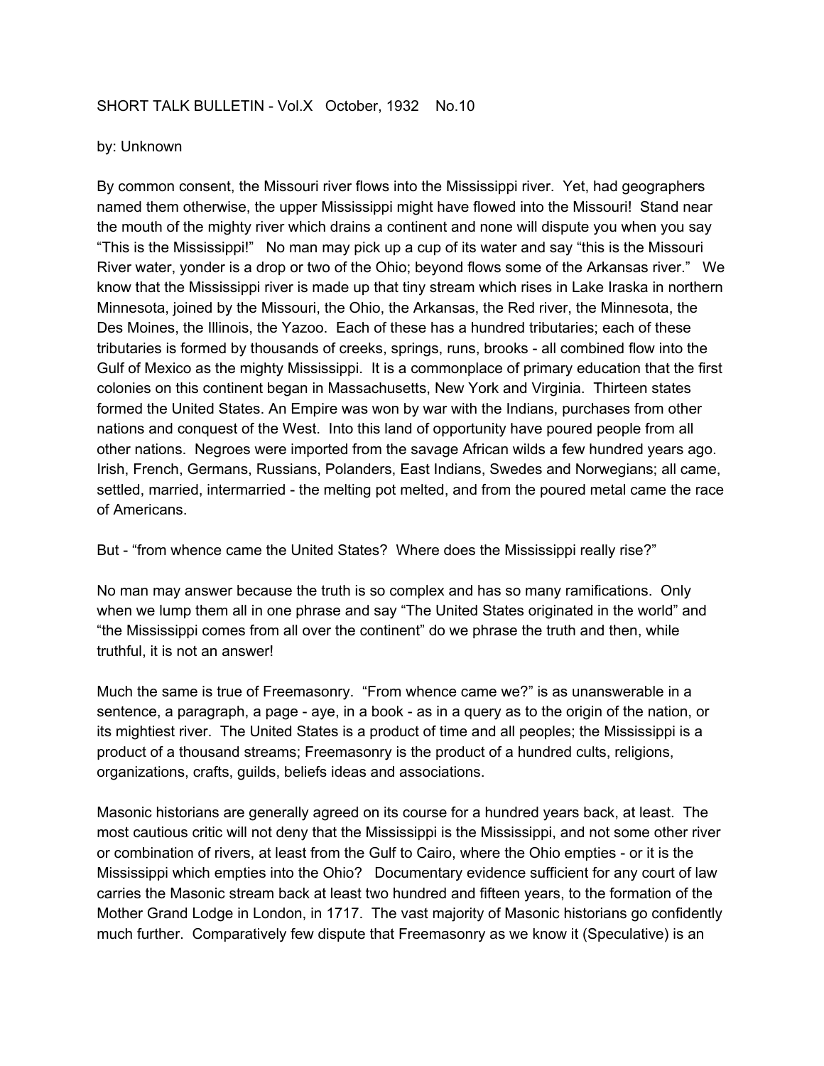SHORT TALK BULLETIN - Vol.X October, 1932 No.10

by: Unknown

By common consent, the Missouri river flows into the Mississippi river. Yet, had geographers named them otherwise, the upper Mississippi might have flowed into the Missouri! Stand near the mouth of the mighty river which drains a continent and none will dispute you when you say "This is the Mississippi!" No man may pick up a cup of its water and say "this is the Missouri River water, yonder is a drop or two of the Ohio; beyond flows some of the Arkansas river." We know that the Mississippi river is made up that tiny stream which rises in Lake Iraska in northern Minnesota, joined by the Missouri, the Ohio, the Arkansas, the Red river, the Minnesota, the Des Moines, the Illinois, the Yazoo. Each of these has a hundred tributaries; each of these tributaries is formed by thousands of creeks, springs, runs, brooks - all combined flow into the Gulf of Mexico as the mighty Mississippi. It is a commonplace of primary education that the first colonies on this continent began in Massachusetts, New York and Virginia. Thirteen states formed the United States. An Empire was won by war with the Indians, purchases from other nations and conquest of the West. Into this land of opportunity have poured people from all other nations. Negroes were imported from the savage African wilds a few hundred years ago. Irish, French, Germans, Russians, Polanders, East Indians, Swedes and Norwegians; all came, settled, married, intermarried - the melting pot melted, and from the poured metal came the race of Americans.

But - "from whence came the United States? Where does the Mississippi really rise?"

No man may answer because the truth is so complex and has so many ramifications. Only when we lump them all in one phrase and say "The United States originated in the world" and "the Mississippi comes from all over the continent" do we phrase the truth and then, while truthful, it is not an answer!

Much the same is true of Freemasonry. "From whence came we?" is as unanswerable in a sentence, a paragraph, a page - aye, in a book - as in a query as to the origin of the nation, or its mightiest river. The United States is a product of time and all peoples; the Mississippi is a product of a thousand streams; Freemasonry is the product of a hundred cults, religions, organizations, crafts, guilds, beliefs ideas and associations.

Masonic historians are generally agreed on its course for a hundred years back, at least. The most cautious critic will not deny that the Mississippi is the Mississippi, and not some other river or combination of rivers, at least from the Gulf to Cairo, where the Ohio empties - or it is the Mississippi which empties into the Ohio? Documentary evidence sufficient for any court of law carries the Masonic stream back at least two hundred and fifteen years, to the formation of the Mother Grand Lodge in London, in 1717. The vast majority of Masonic historians go confidently much further. Comparatively few dispute that Freemasonry as we know it (Speculative) is an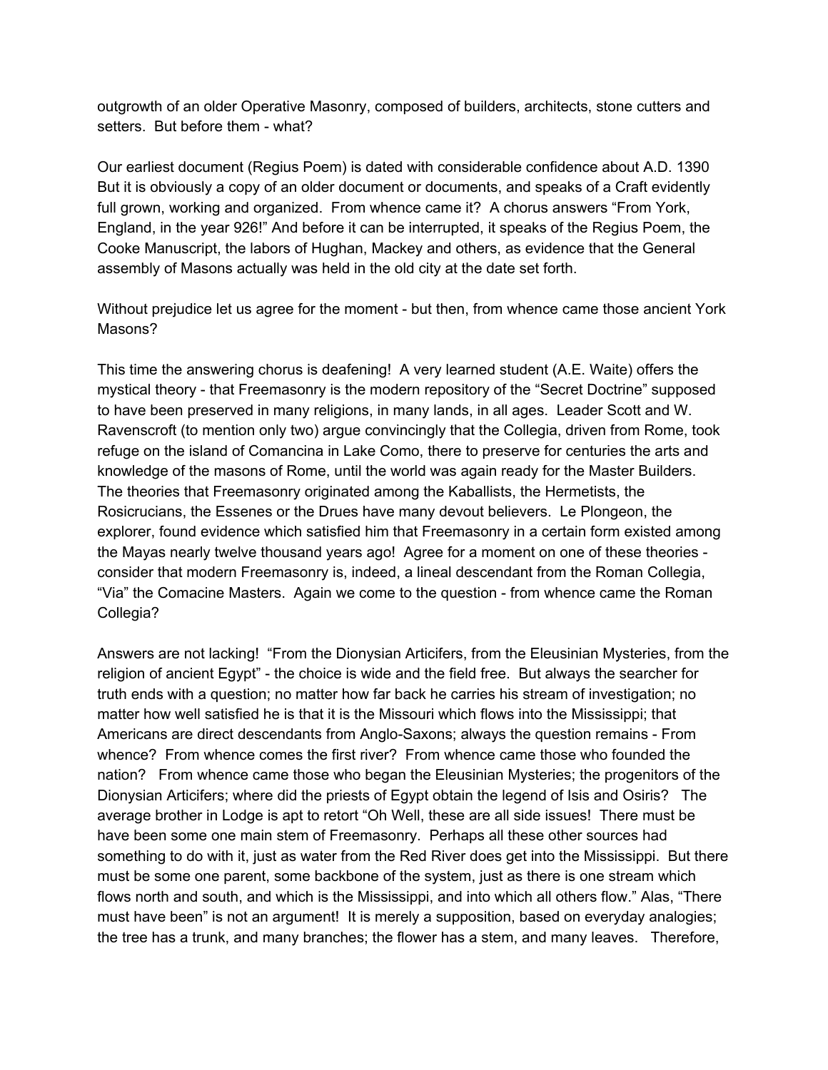outgrowth of an older Operative Masonry, composed of builders, architects, stone cutters and setters. But before them - what?

Our earliest document (Regius Poem) is dated with considerable confidence about A.D. 1390 But it is obviously a copy of an older document or documents, and speaks of a Craft evidently full grown, working and organized. From whence came it? A chorus answers "From York, England, in the year 926!" And before it can be interrupted, it speaks of the Regius Poem, the Cooke Manuscript, the labors of Hughan, Mackey and others, as evidence that the General assembly of Masons actually was held in the old city at the date set forth.

Without prejudice let us agree for the moment - but then, from whence came those ancient York Masons?

This time the answering chorus is deafening! A very learned student (A.E. Waite) offers the mystical theory - that Freemasonry is the modern repository of the "Secret Doctrine" supposed to have been preserved in many religions, in many lands, in all ages. Leader Scott and W. Ravenscroft (to mention only two) argue convincingly that the Collegia, driven from Rome, took refuge on the island of Comancina in Lake Como, there to preserve for centuries the arts and knowledge of the masons of Rome, until the world was again ready for the Master Builders. The theories that Freemasonry originated among the Kaballists, the Hermetists, the Rosicrucians, the Essenes or the Drues have many devout believers. Le Plongeon, the explorer, found evidence which satisfied him that Freemasonry in a certain form existed among the Mayas nearly twelve thousand years ago! Agree for a moment on one of these theories - consider that modern Freemasonry is, indeed, a lineal descendant from the Roman Collegia, "Via" the Comacine Masters. Again we come to the question - from whence came the Roman Collegia?

Answers are not lacking! "From the Dionysian Articifers, from the Eleusinian Mysteries, from the religion of ancient Egypt" - the choice is wide and the field free. But always the searcher for truth ends with a question; no matter how far back he carries his stream of investigation; no matter how well satisfied he is that it is the Missouri which flows into the Mississippi; that Americans are direct descendants from Anglo-Saxons; always the question remains - From whence? From whence comes the first river? From whence came those who founded the nation? From whence came those who began the Eleusinian Mysteries; the progenitors of the Dionysian Articifers; where did the priests of Egypt obtain the legend of Isis and Osiris? The average brother in Lodge is apt to retort "Oh Well, these are all side issues! There must be have been some one main stem of Freemasonry. Perhaps all these other sources had something to do with it, just as water from the Red River does get into the Mississippi. But there must be some one parent, some backbone of the system, just as there is one stream which flows north and south, and which is the Mississippi, and into which all others flow." Alas, "There must have been" is not an argument! It is merely a supposition, based on everyday analogies; the tree has a trunk, and many branches; the flower has a stem, and many leaves. Therefore,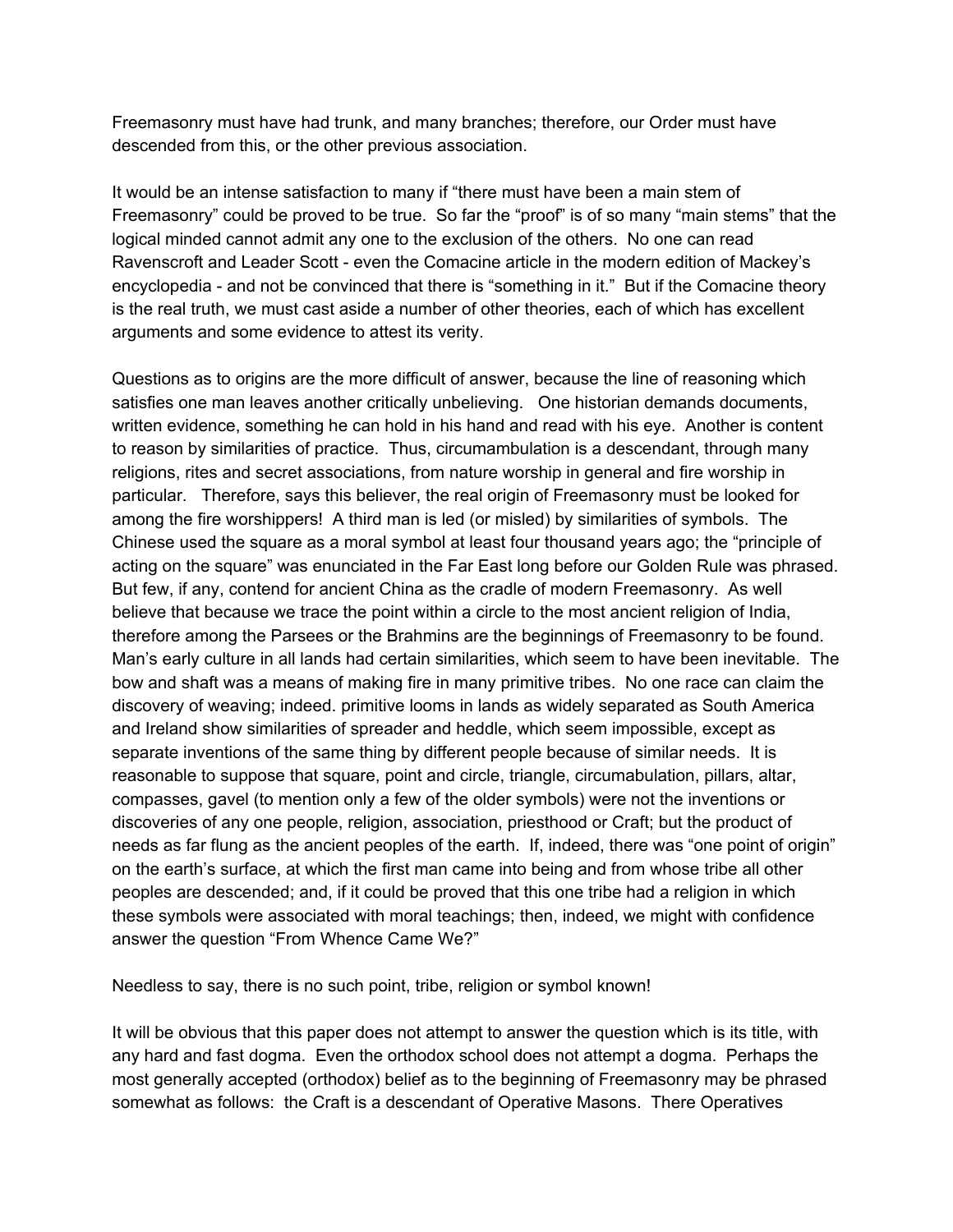Freemasonry must have had trunk, and many branches; therefore, our Order must have descended from this, or the other previous association.

It would be an intense satisfaction to many if "there must have been a main stem of Freemasonry" could be proved to be true. So far the "proof" is of so many "main stems" that the logical minded cannot admit any one to the exclusion of the others. No one can read Ravenscroft and Leader Scott - even the Comacine article in the modern edition of Mackey's encyclopedia - and not be convinced that there is "something in it." But if the Comacine theory is the real truth, we must cast aside a number of other theories, each of which has excellent arguments and some evidence to attest its verity.

Questions as to origins are the more difficult of answer, because the line of reasoning which satisfies one man leaves another critically unbelieving. One historian demands documents, written evidence, something he can hold in his hand and read with his eye. Another is content to reason by similarities of practice. Thus, circumambulation is a descendant, through many religions, rites and secret associations, from nature worship in general and fire worship in particular. Therefore, says this believer, the real origin of Freemasonry must be looked for among the fire worshippers! A third man is led (or misled) by similarities of symbols. The Chinese used the square as a moral symbol at least four thousand years ago; the "principle of acting on the square" was enunciated in the Far East long before our Golden Rule was phrased. But few, if any, contend for ancient China as the cradle of modern Freemasonry. As well believe that because we trace the point within a circle to the most ancient religion of India, therefore among the Parsees or the Brahmins are the beginnings of Freemasonry to be found. Man's early culture in all lands had certain similarities, which seem to have been inevitable. The bow and shaft was a means of making fire in many primitive tribes. No one race can claim the discovery of weaving; indeed. primitive looms in lands as widely separated as South America and Ireland show similarities of spreader and heddle, which seem impossible, except as separate inventions of the same thing by different people because of similar needs. It is reasonable to suppose that square, point and circle, triangle, circumambulation, pillars, altar, compasses, gavel (to mention only a few of the older symbols) were not the inventions or discoveries of any one people, religion, association, priesthood or Craft; but the product of needs as far flung as the ancient peoples of the earth. If, indeed, there was "one point of origin" on the earth's surface, at which the first man came into being and from whose tribe all other peoples are descended; and, if it could be proved that this one tribe had a religion in which these symbols were associated with moral teachings; then, indeed, we might with confidence answer the question "From Whence Came We?"

Needless to say, there is no such point, tribe, religion or symbol known!

It will be obvious that this paper does not attempt to answer the question which is its title, with any hard and fast dogma. Even the orthodox school does not attempt a dogma. Perhaps the most generally accepted (orthodox) belief as to the beginning of Freemasonry may be phrased somewhat as follows: the Craft is a descendant of Operative Masons. There Operatives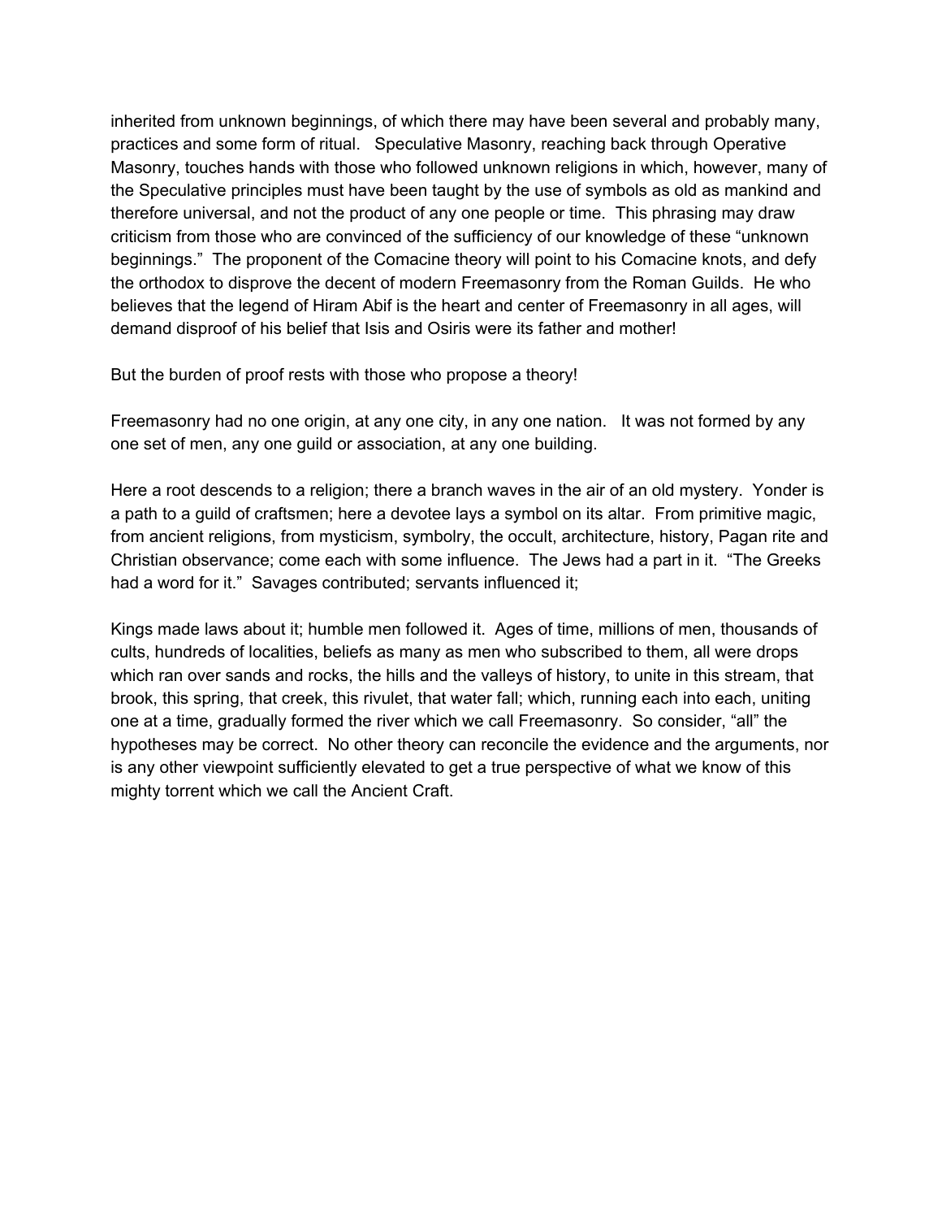inherited from unknown beginnings, of which there may have been several and probably many, practices and some form of ritual. Speculative Masonry, reaching back through Operative Masonry, touches hands with those who followed unknown religions in which, however, many of the Speculative principles must have been taught by the use of symbols as old as mankind and therefore universal, and not the product of any one people or time. This phrasing may draw criticism from those who are convinced of the sufficiency of our knowledge of these "unknown beginnings." The proponent of the Comacine theory will point to his Comacine knots, and defy the orthodox to disprove the decent of modern Freemasonry from the Roman Guilds. He who believes that the legend of Hiram Abif is the heart and center of Freemasonry in all ages, will demand disproof of his belief that Isis and Osiris were its father and mother!

But the burden of proof rests with those who propose a theory!

Freemasonry had no one origin, at any one city, in any one nation. It was not formed by any one set of men, any one guild or association, at any one building.

Here a root descends to a religion; there a branch waves in the air of an old mystery. Yonder is a path to a guild of craftsmen; here a devotee lays a symbol on its altar. From primitive magic, from ancient religions, from mysticism, symbolry, the occult, architecture, history, Pagan rite and Christian observance; come each with some influence. The Jews had a part in it. "The Greeks had a word for it." Savages contributed; servants influenced it;

Kings made laws about it; humble men followed it. Ages of time, millions of men, thousands of cults, hundreds of localities, beliefs as many as men who subscribed to them, all were drops which ran over sands and rocks, the hills and the valleys of history, to unite in this stream, that brook, this spring, that creek, this rivulet, that water fall; which, running each into each, uniting one at a time, gradually formed the river which we call Freemasonry. So consider, "all" the hypotheses may be correct. No other theory can reconcile the evidence and the arguments, nor is any other viewpoint sufficiently elevated to get a true perspective of what we know of this mighty torrent which we call the Ancient Craft.